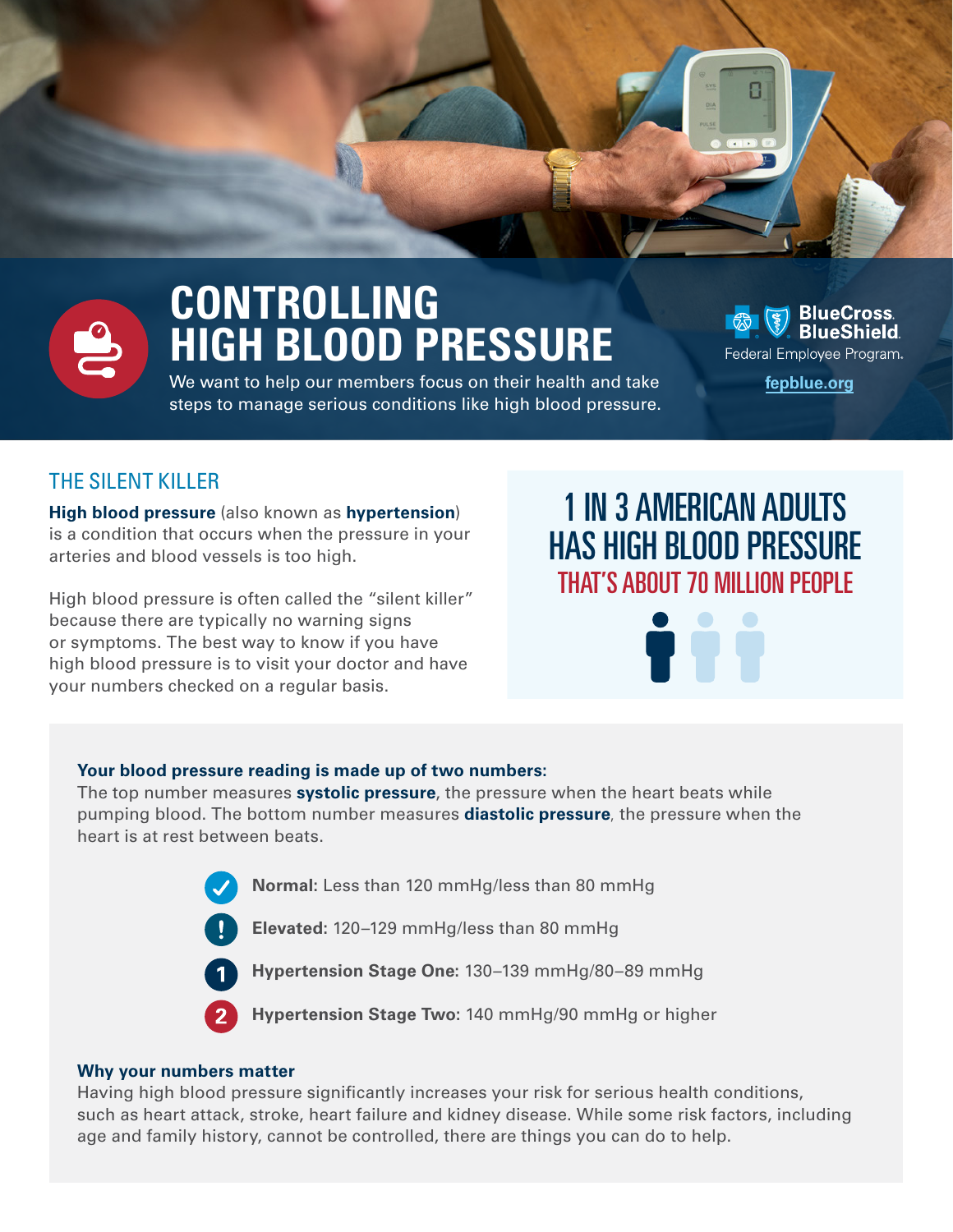# CONTROLLING HIGH BLOOD PRESSURE

We want to help our members focus on their health and take steps to manage serious conditions like high blood pressure.

BlueCross BlueShield Federal Employee Program.

fepblue.org

## THE SILENT KILLER

**High blood pressure** (also known as **hypertension**) is a condition that occurs when the pressure in your arteries and blood vessels is too high.

High blood pressure is often called the "silent killer" because there are typically no warning signs or symptoms. The best way to know if you have high blood pressure is to visit your doctor and have your numbers checked on a regular basis.

## 1 IN 3 AMERICAN ADULTS HAS HIGH BLOOD PRESSURE

### THAT'S ABOUT 70 MILLION PEOPLE

**Your blood pressure reading is made up of two numbers:**
The top number measures **systolic pressure**, the pressure when the heart beats while pumping blood. The bottom number measures **diastolic pressure**, the pressure when the heart is at rest between beats.

- **Normal:** Less than 120 mmHg/less than 80 mmHg
- **Elevated:** 120–129 mmHg/less than 80 mmHg
- **Hypertension Stage One:** 130–139 mmHg/80–89 mmHg
- **Hypertension Stage Two:** 140 mmHg/90 mmHg or higher

**Why your numbers matter**
Having high blood pressure significantly increases your risk for serious health conditions, such as heart attack, stroke, heart failure and kidney disease. While some risk factors, including age and family history, cannot be controlled, there are things you can do to help.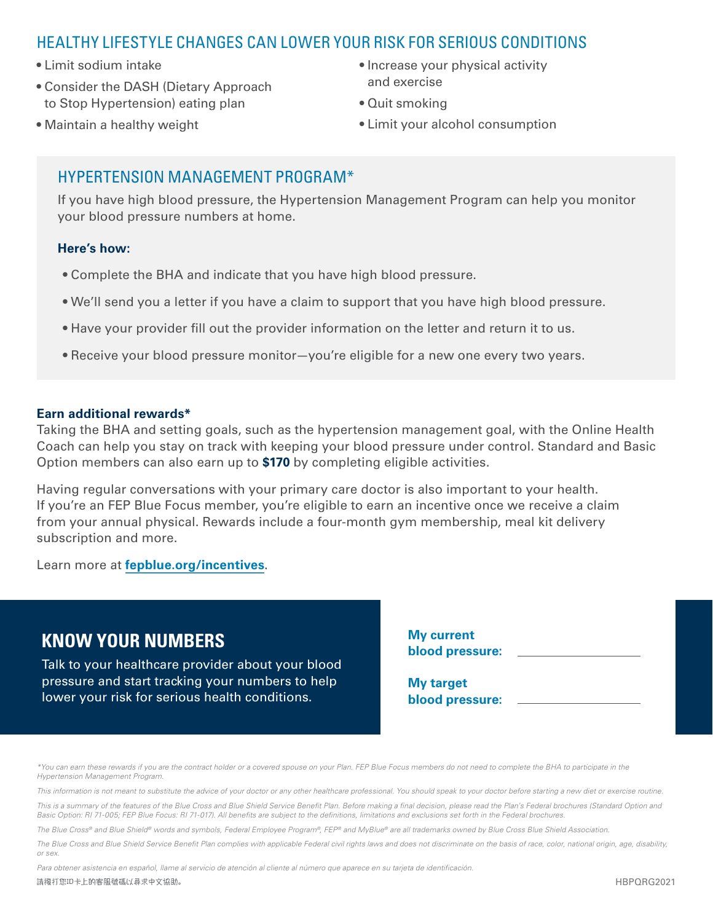## HEALTHY LIFESTYLE CHANGES CAN LOWER YOUR RISK FOR SERIOUS CONDITIONS

- Limit sodium intake
- Consider the DASH (Dietary Approach to Stop Hypertension) eating plan
- Maintain a healthy weight
- Increase your physical activity and exercise
- Quit smoking
- Limit your alcohol consumption

## HYPERTENSION MANAGEMENT PROGRAM*

If you have high blood pressure, the Hypertension Management Program can help you monitor your blood pressure numbers at home.

**Here's how:**

- Complete the BHA and indicate that you have high blood pressure.
- We'll send you a letter if you have a claim to support that you have high blood pressure.
- Have your provider fill out the provider information on the letter and return it to us.
- Receive your blood pressure monitor—you're eligible for a new one every two years.

**Earn additional rewards***

Taking the BHA and setting goals, such as the hypertension management goal, with the Online Health Coach can help you stay on track with keeping your blood pressure under control. Standard and Basic Option members can also earn up to **$170** by completing eligible activities.

Having regular conversations with your primary care doctor is also important to your health. If you're an FEP Blue Focus member, you're eligible to earn an incentive once we receive a claim from your annual physical. Rewards include a four-month gym membership, meal kit delivery subscription and more.

Learn more at **fepblue.org/incentives**.

## KNOW YOUR NUMBERS

Talk to your healthcare provider about your blood pressure and start tracking your numbers to help lower your risk for serious health conditions.

**My current blood pressure:** ____________________

**My target blood pressure:** ____________________

*\*You can earn these rewards if you are the contract holder or a covered spouse on your Plan. FEP Blue Focus members do not need to complete the BHA to participate in the Hypertension Management Program.*

*This information is not meant to substitute the advice of your doctor or any other healthcare professional. You should speak to your doctor before starting a new diet or exercise routine.*

*This is a summary of the features of the Blue Cross and Blue Shield Service Benefit Plan. Before making a final decision, please read the Plan's Federal brochures (Standard Option and Basic Option: RI 71-005; FEP Blue Focus: RI 71-017). All benefits are subject to the definitions, limitations and exclusions set forth in the Federal brochures.*

*The Blue Cross® and Blue Shield® words and symbols, Federal Employee Program®, FEP® and MyBlue® are all trademarks owned by Blue Cross Blue Shield Association.*

*The Blue Cross and Blue Shield Service Benefit Plan complies with applicable Federal civil rights laws and does not discriminate on the basis of race, color, national origin, age, disability, or sex.*

*Para obtener asistencia en español, llame al servicio de atención al cliente al número que aparece en su tarjeta de identificación.*

請撥打您ID卡上的客服號碼以尋求中文協助。

HBPQRG2021